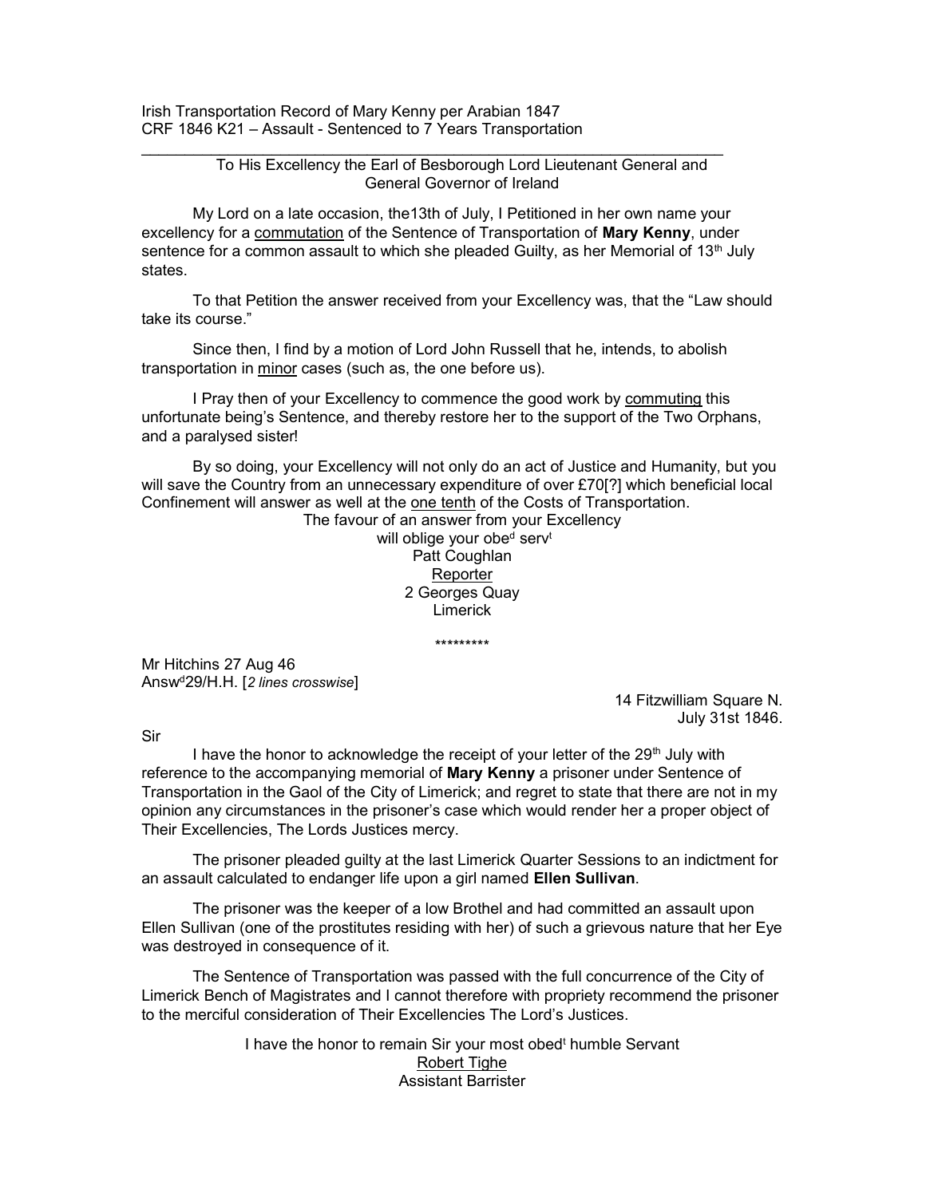Irish Transportation Record of Mary Kenny per Arabian 1847
CRF 1846 K21 – Assault - Sentenced to 7 Years Transportation

---

To His Excellency the Earl of Besborough Lord Lieutenant General and General Governor of Ireland

My Lord on a late occasion, the13th of July, I Petitioned in her own name your excellency for a <u>commutation</u> of the Sentence of Transportation of **Mary Kenny**, under sentence for a common assault to which she pleaded Guilty, as her Memorial of 13th July states.

To that Petition the answer received from your Excellency was, that the "Law should take its course."

Since then, I find by a motion of Lord John Russell that he, intends, to abolish transportation in <u>minor</u> cases (such as, the one before us).

I Pray then of your Excellency to commence the good work by <u>commuting</u> this unfortunate being's Sentence, and thereby restore her to the support of the Two Orphans, and a paralysed sister!

By so doing, your Excellency will not only do an act of Justice and Humanity, but you will save the Country from an unnecessary expenditure of over £70[?] which beneficial local Confinement will answer as well at the <u>one tenth</u> of the Costs of Transportation.

The favour of an answer from your Excellency
will oblige your obed servt
Patt Coughlan
<u>Reporter</u>
2 Georges Quay
Limerick

*********

Mr Hitchins 27 Aug 46
Answd29/H.H. [*2 lines crosswise*]

14 Fitzwilliam Square N.
July 31st 1846.

Sir

I have the honor to acknowledge the receipt of your letter of the 29th July with reference to the accompanying memorial of **Mary Kenny** a prisoner under Sentence of Transportation in the Gaol of the City of Limerick; and regret to state that there are not in my opinion any circumstances in the prisoner's case which would render her a proper object of Their Excellencies, The Lords Justices mercy.

The prisoner pleaded guilty at the last Limerick Quarter Sessions to an indictment for an assault calculated to endanger life upon a girl named **Ellen Sullivan**.

The prisoner was the keeper of a low Brothel and had committed an assault upon Ellen Sullivan (one of the prostitutes residing with her) of such a grievous nature that her Eye was destroyed in consequence of it.

The Sentence of Transportation was passed with the full concurrence of the City of Limerick Bench of Magistrates and I cannot therefore with propriety recommend the prisoner to the merciful consideration of Their Excellencies The Lord's Justices.

I have the honor to remain Sir your most obedt humble Servant
<u>Robert Tighe</u>
Assistant Barrister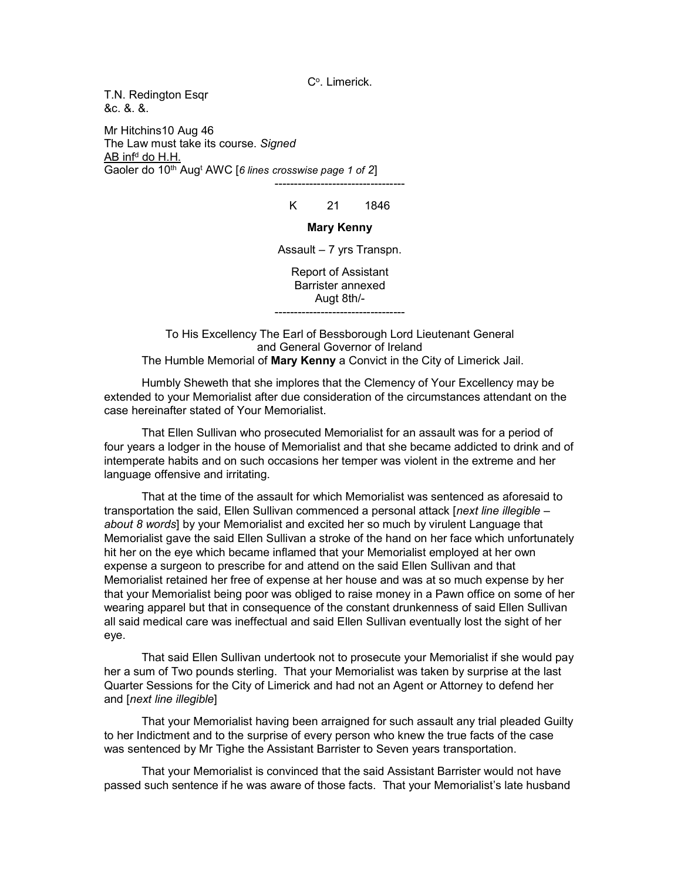C°. Limerick.

T.N. Redington Esqr
&c. &. &.

Mr Hitchins10 Aug 46
The Law must take its course. *Signed*
<u>AB inf^d do H.H.</u>
Gaoler do 10th Augt AWC [*6 lines crosswise page 1 of 2*]

---

K 21 1846

**Mary Kenny**

Assault – 7 yrs Transpn.

Report of Assistant
Barrister annexed
Augt 8th/-

---

To His Excellency The Earl of Bessborough Lord Lieutenant General and General Governor of Ireland
The Humble Memorial of **Mary Kenny** a Convict in the City of Limerick Jail.

Humbly Sheweth that she implores that the Clemency of Your Excellency may be extended to your Memorialist after due consideration of the circumstances attendant on the case hereinafter stated of Your Memorialist.

That Ellen Sullivan who prosecuted Memorialist for an assault was for a period of four years a lodger in the house of Memorialist and that she became addicted to drink and of intemperate habits and on such occasions her temper was violent in the extreme and her language offensive and irritating.

That at the time of the assault for which Memorialist was sentenced as aforesaid to transportation the said, Ellen Sullivan commenced a personal attack [*next line illegible – about 8 words*] by your Memorialist and excited her so much by virulent Language that Memorialist gave the said Ellen Sullivan a stroke of the hand on her face which unfortunately hit her on the eye which became inflamed that your Memorialist employed at her own expense a surgeon to prescribe for and attend on the said Ellen Sullivan and that Memorialist retained her free of expense at her house and was at so much expense by her that your Memorialist being poor was obliged to raise money in a Pawn office on some of her wearing apparel but that in consequence of the constant drunkenness of said Ellen Sullivan all said medical care was ineffectual and said Ellen Sullivan eventually lost the sight of her eye.

That said Ellen Sullivan undertook not to prosecute your Memorialist if she would pay her a sum of Two pounds sterling. That your Memorialist was taken by surprise at the last Quarter Sessions for the City of Limerick and had not an Agent or Attorney to defend her and [*next line illegible*]

That your Memorialist having been arraigned for such assault any trial pleaded Guilty to her Indictment and to the surprise of every person who knew the true facts of the case was sentenced by Mr Tighe the Assistant Barrister to Seven years transportation.

That your Memorialist is convinced that the said Assistant Barrister would not have passed such sentence if he was aware of those facts. That your Memorialist's late husband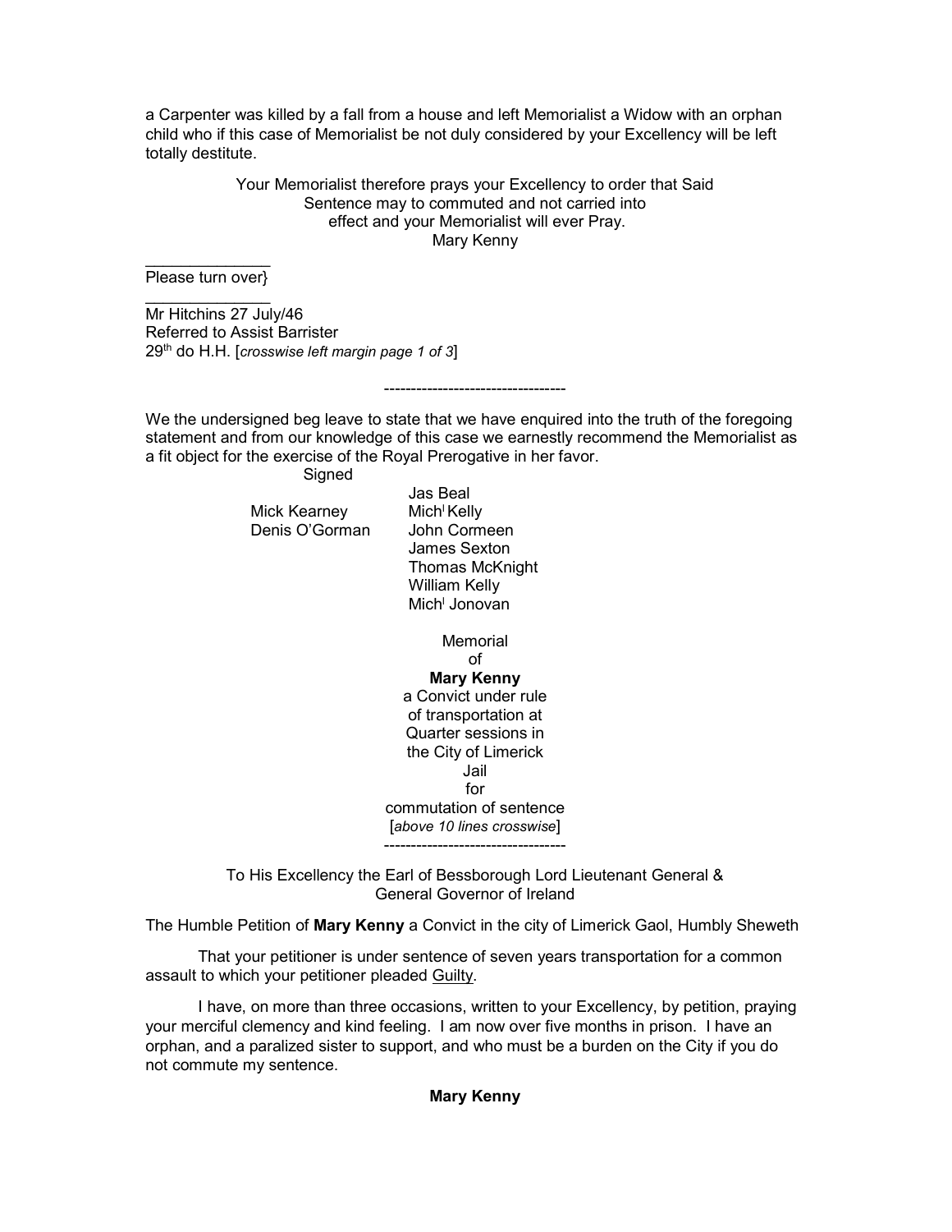a Carpenter was killed by a fall from a house and left Memorialist a Widow with an orphan child who if this case of Memorialist be not duly considered by your Excellency will be left totally destitute.

Your Memorialist therefore prays your Excellency to order that Said Sentence may to commuted and not carried into effect and your Memorialist will ever Pray.
Mary Kenny

______________
Please turn over}
______________
Mr Hitchins 27 July/46
Referred to Assist Barrister
29th do H.H. [*crosswise left margin page 1 of 3*]

---

We the undersigned beg leave to state that we have enquired into the truth of the foregoing statement and from our knowledge of this case we earnestly recommend the Memorialist as a fit object for the exercise of the Royal Prerogative in her favor.

Signed

Jas Beal
Mick Kearney    Michl Kelly
Denis O'Gorman    John Cormeen
James Sexton
Thomas McKnight
William Kelly
Michl Jonovan

Memorial
of
**Mary Kenny**
a Convict under rule
of transportation at
Quarter sessions in
the City of Limerick
Jail
for
commutation of sentence
[*above 10 lines crosswise*]

---

To His Excellency the Earl of Bessborough Lord Lieutenant General & General Governor of Ireland

The Humble Petition of **Mary Kenny** a Convict in the city of Limerick Gaol, Humbly Sheweth

That your petitioner is under sentence of seven years transportation for a common assault to which your petitioner pleaded Guilty.

I have, on more than three occasions, written to your Excellency, by petition, praying your merciful clemency and kind feeling. I am now over five months in prison. I have an orphan, and a paralized sister to support, and who must be a burden on the City if you do not commute my sentence.

**Mary Kenny**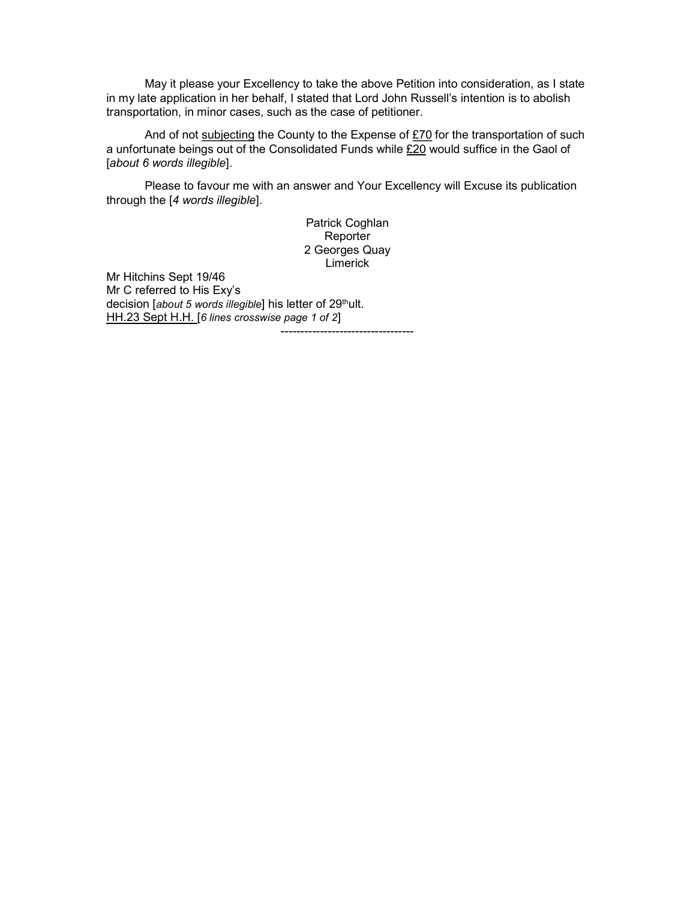May it please your Excellency to take the above Petition into consideration, as I state in my late application in her behalf, I stated that Lord John Russell's intention is to abolish transportation, in minor cases, such as the case of petitioner.

And of not <u>subjecting</u> the County to the Expense of <u>£70</u> for the transportation of such a unfortunate beings out of the Consolidated Funds while <u>£20</u> would suffice in the Gaol of [*about 6 words illegible*].

Please to favour me with an answer and Your Excellency will Excuse its publication through the [*4 words illegible*].

Patrick Coghlan
Reporter
2 Georges Quay
Limerick

Mr Hitchins Sept 19/46
Mr C referred to His Exy's
decision [*about 5 words illegible*] his letter of 29th ult.
<u>HH.23 Sept H.H.</u> [*6 lines crosswise page 1 of 2*]

---